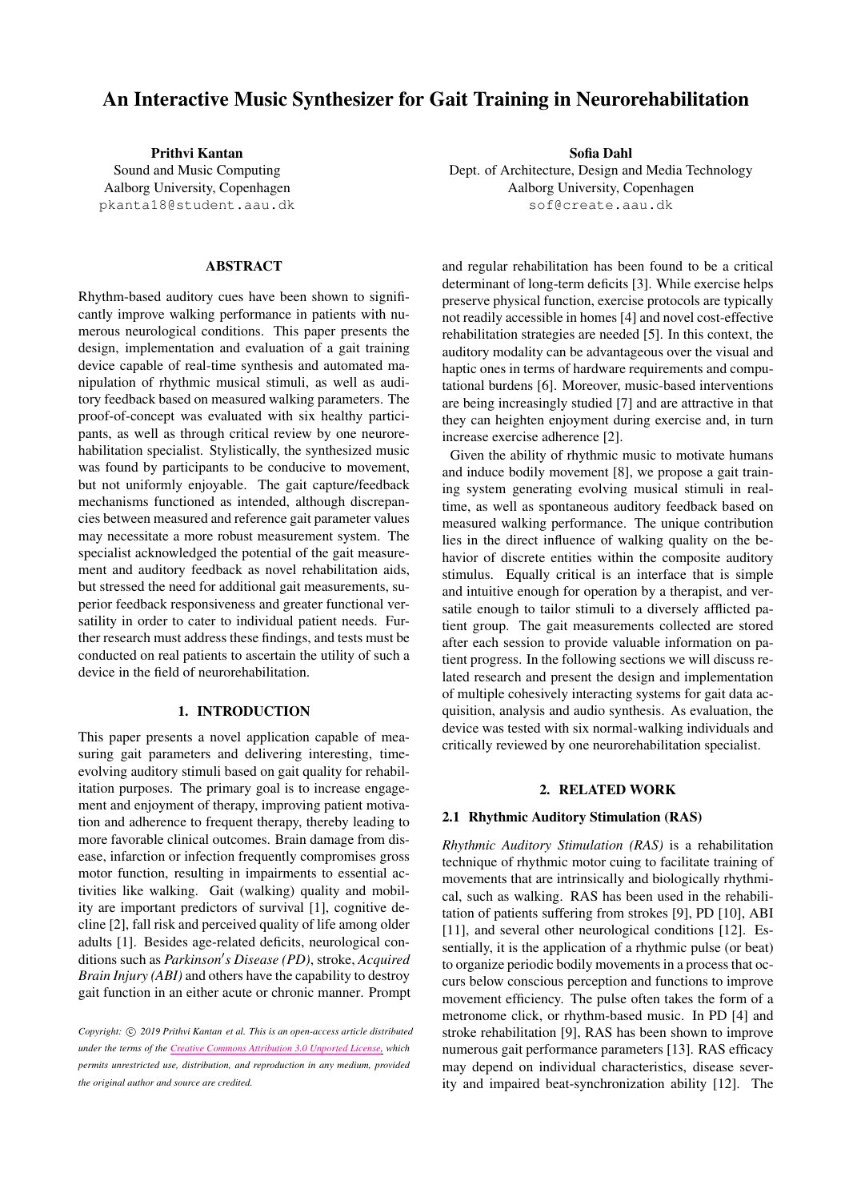# An Interactive Music Synthesizer for Gait Training in Neurorehabilitation

**Prithvi Kantan**
Sound and Music Computing
Aalborg University, Copenhagen
pkanta18@student.aau.dk

**Sofia Dahl**
Dept. of Architecture, Design and Media Technology
Aalborg University, Copenhagen
sof@create.aau.dk

## ABSTRACT

Rhythm-based auditory cues have been shown to significantly improve walking performance in patients with numerous neurological conditions. This paper presents the design, implementation and evaluation of a gait training device capable of real-time synthesis and automated manipulation of rhythmic musical stimuli, as well as auditory feedback based on measured walking parameters. The proof-of-concept was evaluated with six healthy participants, as well as through critical review by one neurorehabilitation specialist. Stylistically, the synthesized music was found by participants to be conducive to movement, but not uniformly enjoyable. The gait capture/feedback mechanisms functioned as intended, although discrepancies between measured and reference gait parameter values may necessitate a more robust measurement system. The specialist acknowledged the potential of the gait measurement and auditory feedback as novel rehabilitation aids, but stressed the need for additional gait measurements, superior feedback responsiveness and greater functional versatility in order to cater to individual patient needs. Further research must address these findings, and tests must be conducted on real patients to ascertain the utility of such a device in the field of neurorehabilitation.

## 1. INTRODUCTION

This paper presents a novel application capable of measuring gait parameters and delivering interesting, time-evolving auditory stimuli based on gait quality for rehabilitation purposes. The primary goal is to increase engagement and enjoyment of therapy, improving patient motivation and adherence to frequent therapy, thereby leading to more favorable clinical outcomes. Brain damage from disease, infarction or infection frequently compromises gross motor function, resulting in impairments to essential activities like walking. Gait (walking) quality and mobility are important predictors of survival [1], cognitive decline [2], fall risk and perceived quality of life among older adults [1]. Besides age-related deficits, neurological conditions such as *Parkinson′s Disease (PD)*, stroke, *Acquired Brain Injury (ABI)* and others have the capability to destroy gait function in an either acute or chronic manner. Prompt and regular rehabilitation has been found to be a critical determinant of long-term deficits [3]. While exercise helps preserve physical function, exercise protocols are typically not readily accessible in homes [4] and novel cost-effective rehabilitation strategies are needed [5]. In this context, the auditory modality can be advantageous over the visual and haptic ones in terms of hardware requirements and computational burdens [6]. Moreover, music-based interventions are being increasingly studied [7] and are attractive in that they can heighten enjoyment during exercise and, in turn increase exercise adherence [2].

Given the ability of rhythmic music to motivate humans and induce bodily movement [8], we propose a gait training system generating evolving musical stimuli in real-time, as well as spontaneous auditory feedback based on measured walking performance. The unique contribution lies in the direct influence of walking quality on the behavior of discrete entities within the composite auditory stimulus. Equally critical is an interface that is simple and intuitive enough for operation by a therapist, and versatile enough to tailor stimuli to a diversely afflicted patient group. The gait measurements collected are stored after each session to provide valuable information on patient progress. In the following sections we will discuss related research and present the design and implementation of multiple cohesively interacting systems for gait data acquisition, analysis and audio synthesis. As evaluation, the device was tested with six normal-walking individuals and critically reviewed by one neurorehabilitation specialist.

## 2. RELATED WORK

### 2.1 Rhythmic Auditory Stimulation (RAS)

*Rhythmic Auditory Stimulation (RAS)* is a rehabilitation technique of rhythmic motor cuing to facilitate training of movements that are intrinsically and biologically rhythmical, such as walking. RAS has been used in the rehabilitation of patients suffering from strokes [9], PD [10], ABI [11], and several other neurological conditions [12]. Essentially, it is the application of a rhythmic pulse (or beat) to organize periodic bodily movements in a process that occurs below conscious perception and functions to improve movement efficiency. The pulse often takes the form of a metronome click, or rhythm-based music. In PD [4] and stroke rehabilitation [9], RAS has been shown to improve numerous gait performance parameters [13]. RAS efficacy may depend on individual characteristics, disease severity and impaired beat-synchronization ability [12]. The

Copyright: © 2019 Prithvi Kantan et al. This is an open-access article distributed under the terms of the Creative Commons Attribution 3.0 Unported License, which permits unrestricted use, distribution, and reproduction in any medium, provided the original author and source are credited.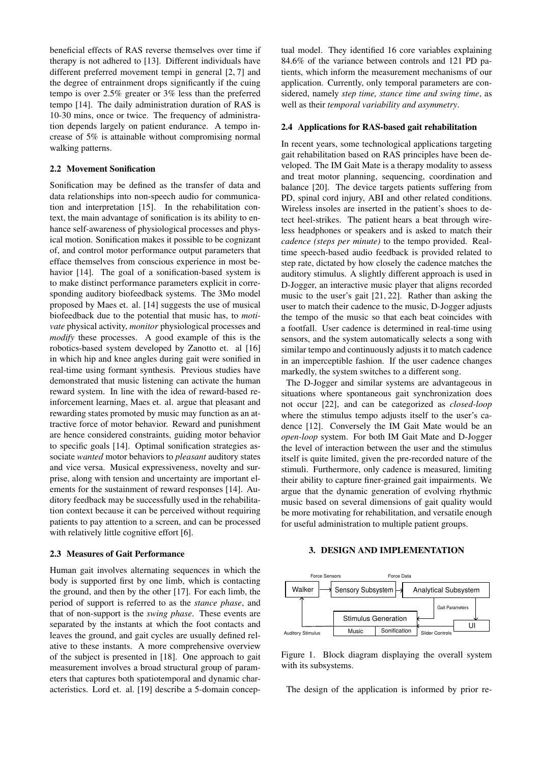beneficial effects of RAS reverse themselves over time if therapy is not adhered to [13]. Different individuals have different preferred movement tempi in general [2, 7] and the degree of entrainment drops significantly if the cuing tempo is over 2.5% greater or 3% less than the preferred tempo [14]. The daily administration duration of RAS is 10-30 mins, once or twice. The frequency of administration depends largely on patient endurance. A tempo increase of 5% is attainable without compromising normal walking patterns.

### 2.2 Movement Sonification

Sonification may be defined as the transfer of data and data relationships into non-speech audio for communication and interpretation [15]. In the rehabilitation context, the main advantage of sonification is its ability to enhance self-awareness of physiological processes and physical motion. Sonification makes it possible to be cognizant of, and control motor performance output parameters that efface themselves from conscious experience in most behavior [14]. The goal of a sonification-based system is to make distinct performance parameters explicit in corresponding auditory biofeedback systems. The 3Mo model proposed by Maes et. al. [14] suggests the use of musical biofeedback due to the potential that music has, to *motivate* physical activity, *monitor* physiological processes and *modify* these processes. A good example of this is the robotics-based system developed by Zanotto et. al [16] in which hip and knee angles during gait were sonified in real-time using formant synthesis. Previous studies have demonstrated that music listening can activate the human reward system. In line with the idea of reward-based reinforcement learning, Maes et. al. argue that pleasant and rewarding states promoted by music may function as an attractive force of motor behavior. Reward and punishment are hence considered constraints, guiding motor behavior to specific goals [14]. Optimal sonification strategies associate *wanted* motor behaviors to *pleasant* auditory states and vice versa. Musical expressiveness, novelty and surprise, along with tension and uncertainty are important elements for the sustainment of reward responses [14]. Auditory feedback may be successfully used in the rehabilitation context because it can be perceived without requiring patients to pay attention to a screen, and can be processed with relatively little cognitive effort [6].

### 2.3 Measures of Gait Performance

Human gait involves alternating sequences in which the body is supported first by one limb, which is contacting the ground, and then by the other [17]. For each limb, the period of support is referred to as the *stance phase*, and that of non-support is the *swing phase*. These events are separated by the instants at which the foot contacts and leaves the ground, and gait cycles are usually defined relative to these instants. A more comprehensive overview of the subject is presented in [18]. One approach to gait measurement involves a broad structural group of parameters that captures both spatiotemporal and dynamic characteristics. Lord et. al. [19] describe a 5-domain conceptual model. They identified 16 core variables explaining 84.6% of the variance between controls and 121 PD patients, which inform the measurement mechanisms of our application. Currently, only temporal parameters are considered, namely *step time, stance time and swing time*, as well as their *temporal variability and asymmetry*.

### 2.4 Applications for RAS-based gait rehabilitation

In recent years, some technological applications targeting gait rehabilitation based on RAS principles have been developed. The IM Gait Mate is a therapy modality to assess and treat motor planning, sequencing, coordination and balance [20]. The device targets patients suffering from PD, spinal cord injury, ABI and other related conditions. Wireless insoles are inserted in the patient's shoes to detect heel-strikes. The patient hears a beat through wireless headphones or speakers and is asked to match their *cadence (steps per minute)* to the tempo provided. Real-time speech-based audio feedback is provided related to step rate, dictated by how closely the cadence matches the auditory stimulus. A slightly different approach is used in D-Jogger, an interactive music player that aligns recorded music to the user's gait [21, 22]. Rather than asking the user to match their cadence to the music, D-Jogger adjusts the tempo of the music so that each beat coincides with a footfall. User cadence is determined in real-time using sensors, and the system automatically selects a song with similar tempo and continuously adjusts it to match cadence in an imperceptible fashion. If the user cadence changes markedly, the system switches to a different song.

The D-Jogger and similar systems are advantageous in situations where spontaneous gait synchronization does not occur [22], and can be categorized as *closed-loop* where the stimulus tempo adjusts itself to the user's cadence [12]. Conversely the IM Gait Mate would be an *open-loop* system. For both IM Gait Mate and D-Jogger the level of interaction between the user and the stimulus itself is quite limited, given the pre-recorded nature of the stimuli. Furthermore, only cadence is measured, limiting their ability to capture finer-grained gait impairments. We argue that the dynamic generation of evolving rhythmic music based on several dimensions of gait quality would be more motivating for rehabilitation, and versatile enough for useful administration to multiple patient groups.

## 3. DESIGN AND IMPLEMENTATION

Figure 1. Block diagram displaying the overall system with its subsystems.

The design of the application is informed by prior re-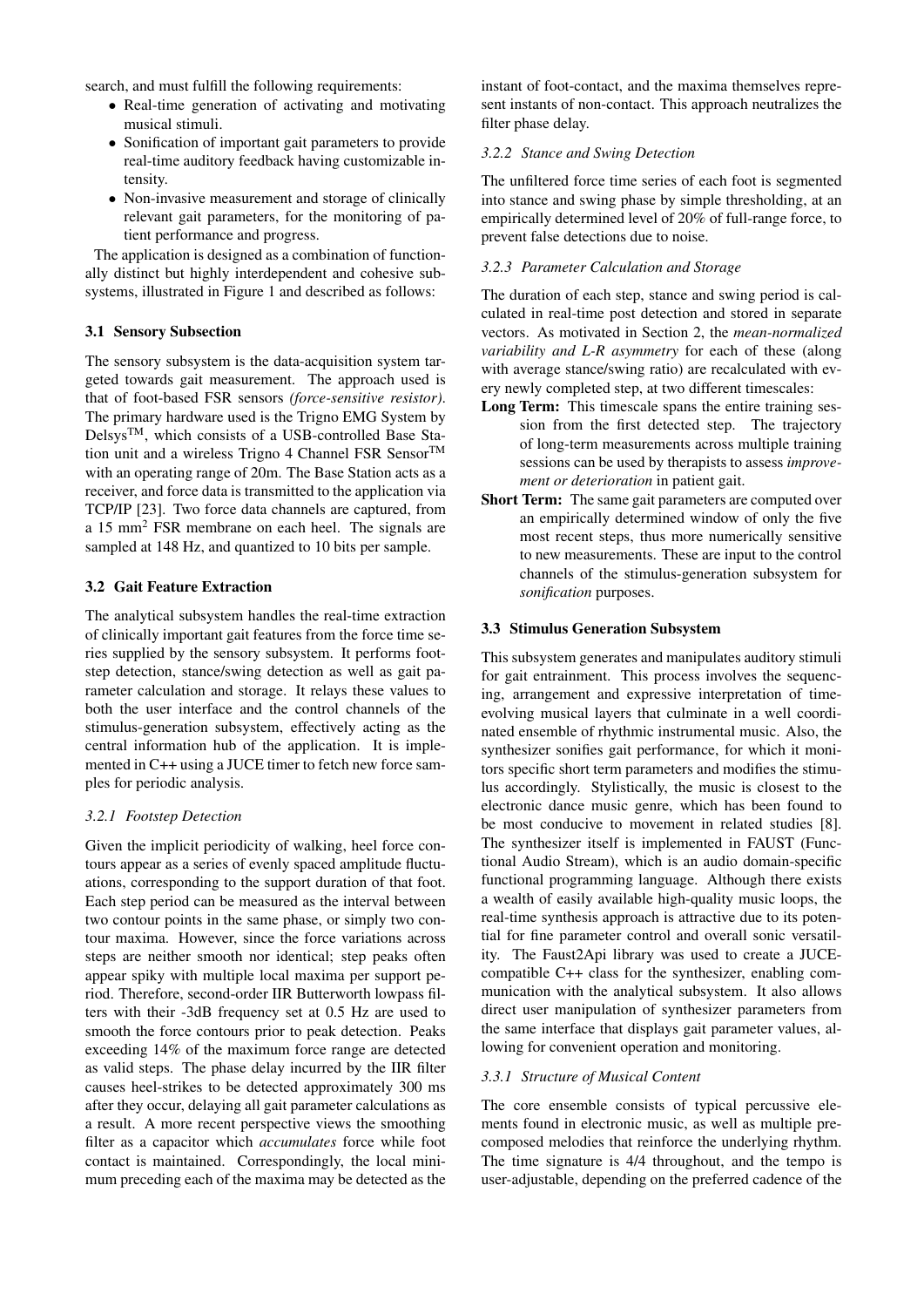search, and must fulfill the following requirements:

- Real-time generation of activating and motivating musical stimuli.
- Sonification of important gait parameters to provide real-time auditory feedback having customizable intensity.
- Non-invasive measurement and storage of clinically relevant gait parameters, for the monitoring of patient performance and progress.

The application is designed as a combination of functionally distinct but highly interdependent and cohesive subsystems, illustrated in Figure 1 and described as follows:

### 3.1 Sensory Subsection

The sensory subsystem is the data-acquisition system targeted towards gait measurement. The approach used is that of foot-based FSR sensors *(force-sensitive resistor)*. The primary hardware used is the Trigno EMG System by Delsys™, which consists of a USB-controlled Base Station unit and a wireless Trigno 4 Channel FSR Sensor™ with an operating range of 20m. The Base Station acts as a receiver, and force data is transmitted to the application via TCP/IP [23]. Two force data channels are captured, from a 15 $mm^2$ FSR membrane on each heel. The signals are sampled at 148 Hz, and quantized to 10 bits per sample.

### 3.2 Gait Feature Extraction

The analytical subsystem handles the real-time extraction of clinically important gait features from the force time series supplied by the sensory subsystem. It performs footstep detection, stance/swing detection as well as gait parameter calculation and storage. It relays these values to both the user interface and the control channels of the stimulus-generation subsystem, effectively acting as the central information hub of the application. It is implemented in C++ using a JUCE timer to fetch new force samples for periodic analysis.

#### *3.2.1 Footstep Detection*

Given the implicit periodicity of walking, heel force contours appear as a series of evenly spaced amplitude fluctuations, corresponding to the support duration of that foot. Each step period can be measured as the interval between two contour points in the same phase, or simply two contour maxima. However, since the force variations across steps are neither smooth nor identical; step peaks often appear spiky with multiple local maxima per support period. Therefore, second-order IIR Butterworth lowpass filters with their -3dB frequency set at 0.5 Hz are used to smooth the force contours prior to peak detection. Peaks exceeding 14% of the maximum force range are detected as valid steps. The phase delay incurred by the IIR filter causes heel-strikes to be detected approximately 300 ms after they occur, delaying all gait parameter calculations as a result. A more recent perspective views the smoothing filter as a capacitor which *accumulates* force while foot contact is maintained. Correspondingly, the local minimum preceding each of the maxima may be detected as the instant of foot-contact, and the maxima themselves represent instants of non-contact. This approach neutralizes the filter phase delay.

#### *3.2.2 Stance and Swing Detection*

The unfiltered force time series of each foot is segmented into stance and swing phase by simple thresholding, at an empirically determined level of 20% of full-range force, to prevent false detections due to noise.

#### *3.2.3 Parameter Calculation and Storage*

The duration of each step, stance and swing period is calculated in real-time post detection and stored in separate vectors. As motivated in Section 2, the *mean-normalized variability and L-R asymmetry* for each of these (along with average stance/swing ratio) are recalculated with every newly completed step, at two different timescales:

**Long Term:** This timescale spans the entire training session from the first detected step. The trajectory of long-term measurements across multiple training sessions can be used by therapists to assess *improvement or deterioration* in patient gait.

**Short Term:** The same gait parameters are computed over an empirically determined window of only the five most recent steps, thus more numerically sensitive to new measurements. These are input to the control channels of the stimulus-generation subsystem for *sonification* purposes.

### 3.3 Stimulus Generation Subsystem

This subsystem generates and manipulates auditory stimuli for gait entrainment. This process involves the sequencing, arrangement and expressive interpretation of time-evolving musical layers that culminate in a well coordinated ensemble of rhythmic instrumental music. Also, the synthesizer sonifies gait performance, for which it monitors specific short term parameters and modifies the stimulus accordingly. Stylistically, the music is closest to the electronic dance music genre, which has been found to be most conducive to movement in related studies [8]. The synthesizer itself is implemented in FAUST (Functional Audio Stream), which is an audio domain-specific functional programming language. Although there exists a wealth of easily available high-quality music loops, the real-time synthesis approach is attractive due to its potential for fine parameter control and overall sonic versatility. The Faust2Api library was used to create a JUCE-compatible C++ class for the synthesizer, enabling communication with the analytical subsystem. It also allows direct user manipulation of synthesizer parameters from the same interface that displays gait parameter values, allowing for convenient operation and monitoring.

#### *3.3.1 Structure of Musical Content*

The core ensemble consists of typical percussive elements found in electronic music, as well as multiple precomposed melodies that reinforce the underlying rhythm. The time signature is 4/4 throughout, and the tempo is user-adjustable, depending on the preferred cadence of the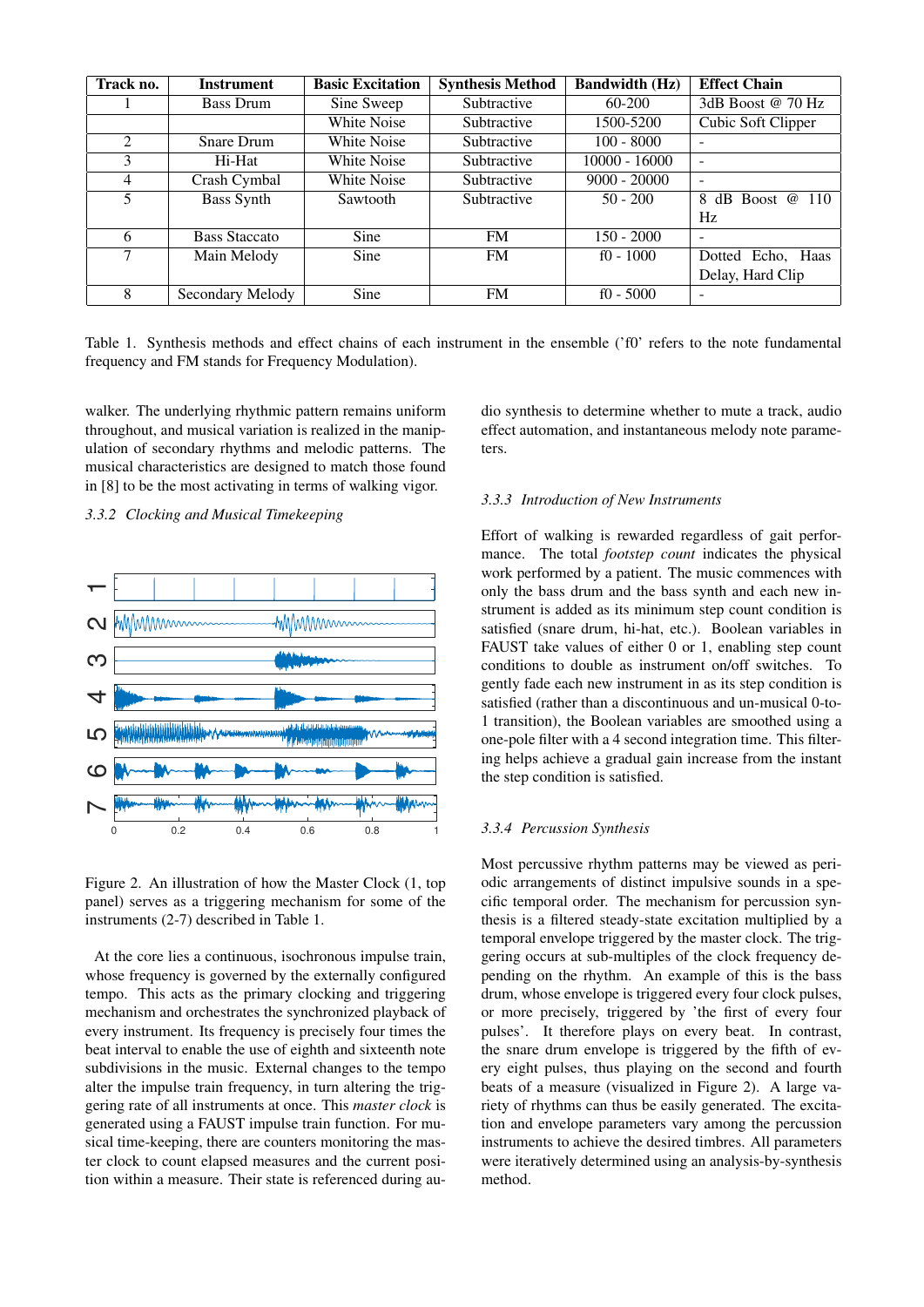| Track no. | Instrument | Basic Excitation | Synthesis Method | Bandwidth (Hz) | Effect Chain |
|---|---|---|---|---|---|
| 1 | Bass Drum | Sine Sweep | Subtractive | 60-200 | 3dB Boost @ 70 Hz |
| | | White Noise | Subtractive | 1500-5200 | Cubic Soft Clipper |
| 2 | Snare Drum | White Noise | Subtractive | 100 - 8000 | - |
| 3 | Hi-Hat | White Noise | Subtractive | 10000 - 16000 | - |
| 4 | Crash Cymbal | White Noise | Subtractive | 9000 - 20000 | - |
| 5 | Bass Synth | Sawtooth | Subtractive | 50 - 200 | 8 dB Boost @ 110 Hz |
| 6 | Bass Staccato | Sine | FM | 150 - 2000 | - |
| 7 | Main Melody | Sine | FM | f0 - 1000 | Dotted Echo, Haas Delay, Hard Clip |
| 8 | Secondary Melody | Sine | FM | f0 - 5000 | - |

Table 1. Synthesis methods and effect chains of each instrument in the ensemble ('f0' refers to the note fundamental frequency and FM stands for Frequency Modulation).

walker. The underlying rhythmic pattern remains uniform throughout, and musical variation is realized in the manipulation of secondary rhythms and melodic patterns. The musical characteristics are designed to match those found in [8] to be the most activating in terms of walking vigor.

### 3.3.2 Clocking and Musical Timekeeping

Figure 2. An illustration of how the Master Clock (1, top panel) serves as a triggering mechanism for some of the instruments (2-7) described in Table 1.

At the core lies a continuous, isochronous impulse train, whose frequency is governed by the externally configured tempo. This acts as the primary clocking and triggering mechanism and orchestrates the synchronized playback of every instrument. Its frequency is precisely four times the beat interval to enable the use of eighth and sixteenth note subdivisions in the music. External changes to the tempo alter the impulse train frequency, in turn altering the triggering rate of all instruments at once. This *master clock* is generated using a FAUST impulse train function. For musical time-keeping, there are counters monitoring the master clock to count elapsed measures and the current position within a measure. Their state is referenced during audio synthesis to determine whether to mute a track, audio effect automation, and instantaneous melody note parameters.

### 3.3.3 Introduction of New Instruments

Effort of walking is rewarded regardless of gait performance. The total *footstep count* indicates the physical work performed by a patient. The music commences with only the bass drum and the bass synth and each new instrument is added as its minimum step count condition is satisfied (snare drum, hi-hat, etc.). Boolean variables in FAUST take values of either 0 or 1, enabling step count conditions to double as instrument on/off switches. To gently fade each new instrument in as its step condition is satisfied (rather than a discontinuous and un-musical 0-to-1 transition), the Boolean variables are smoothed using a one-pole filter with a 4 second integration time. This filtering helps achieve a gradual gain increase from the instant the step condition is satisfied.

### 3.3.4 Percussion Synthesis

Most percussive rhythm patterns may be viewed as periodic arrangements of distinct impulsive sounds in a specific temporal order. The mechanism for percussion synthesis is a filtered steady-state excitation multiplied by a temporal envelope triggered by the master clock. The triggering occurs at sub-multiples of the clock frequency depending on the rhythm. An example of this is the bass drum, whose envelope is triggered every four clock pulses, or more precisely, triggered by 'the first of every four pulses'. It therefore plays on every beat. In contrast, the snare drum envelope is triggered by the fifth of every eight pulses, thus playing on the second and fourth beats of a measure (visualized in Figure 2). A large variety of rhythms can thus be easily generated. The excitation and envelope parameters vary among the percussion instruments to achieve the desired timbres. All parameters were iteratively determined using an analysis-by-synthesis method.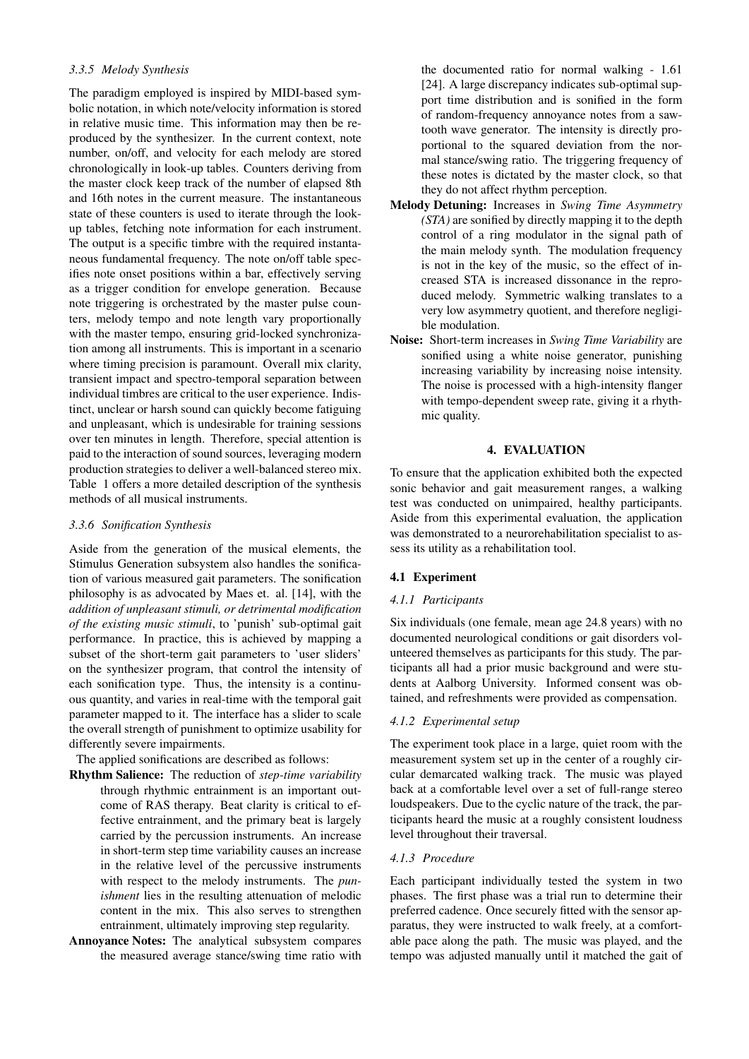#### 3.3.5 Melody Synthesis

The paradigm employed is inspired by MIDI-based symbolic notation, in which note/velocity information is stored in relative music time. This information may then be reproduced by the synthesizer. In the current context, note number, on/off, and velocity for each melody are stored chronologically in look-up tables. Counters deriving from the master clock keep track of the number of elapsed 8th and 16th notes in the current measure. The instantaneous state of these counters is used to iterate through the look-up tables, fetching note information for each instrument. The output is a specific timbre with the required instantaneous fundamental frequency. The note on/off table specifies note onset positions within a bar, effectively serving as a trigger condition for envelope generation. Because note triggering is orchestrated by the master pulse counters, melody tempo and note length vary proportionally with the master tempo, ensuring grid-locked synchronization among all instruments. This is important in a scenario where timing precision is paramount. Overall mix clarity, transient impact and spectro-temporal separation between individual timbres are critical to the user experience. Indistinct, unclear or harsh sound can quickly become fatiguing and unpleasant, which is undesirable for training sessions over ten minutes in length. Therefore, special attention is paid to the interaction of sound sources, leveraging modern production strategies to deliver a well-balanced stereo mix. Table 1 offers a more detailed description of the synthesis methods of all musical instruments.

#### 3.3.6 Sonification Synthesis

Aside from the generation of the musical elements, the Stimulus Generation subsystem also handles the sonification of various measured gait parameters. The sonification philosophy is as advocated by Maes et. al. [14], with the *addition of unpleasant stimuli, or detrimental modification of the existing music stimuli*, to 'punish' sub-optimal gait performance. In practice, this is achieved by mapping a subset of the short-term gait parameters to 'user sliders' on the synthesizer program, that control the intensity of each sonification type. Thus, the intensity is a continuous quantity, and varies in real-time with the temporal gait parameter mapped to it. The interface has a slider to scale the overall strength of punishment to optimize usability for differently severe impairments.

The applied sonifications are described as follows:

**Rhythm Salience:** The reduction of *step-time variability* through rhythmic entrainment is an important outcome of RAS therapy. Beat clarity is critical to effective entrainment, and the primary beat is largely carried by the percussion instruments. An increase in short-term step time variability causes an increase in the relative level of the percussive instruments with respect to the melody instruments. The *punishment* lies in the resulting attenuation of melodic content in the mix. This also serves to strengthen entrainment, ultimately improving step regularity.

**Annoyance Notes:** The analytical subsystem compares the measured average stance/swing time ratio with the documented ratio for normal walking - 1.61 [24]. A large discrepancy indicates sub-optimal support time distribution and is sonified in the form of random-frequency annoyance notes from a sawtooth wave generator. The intensity is directly proportional to the squared deviation from the normal stance/swing ratio. The triggering frequency of these notes is dictated by the master clock, so that they do not affect rhythm perception.

**Melody Detuning:** Increases in *Swing Time Asymmetry (STA)* are sonified by directly mapping it to the depth control of a ring modulator in the signal path of the main melody synth. The modulation frequency is not in the key of the music, so the effect of increased STA is increased dissonance in the reproduced melody. Symmetric walking translates to a very low asymmetry quotient, and therefore negligible modulation.

**Noise:** Short-term increases in *Swing Time Variability* are sonified using a white noise generator, punishing increasing variability by increasing noise intensity. The noise is processed with a high-intensity flanger with tempo-dependent sweep rate, giving it a rhythmic quality.

## 4. EVALUATION

To ensure that the application exhibited both the expected sonic behavior and gait measurement ranges, a walking test was conducted on unimpaired, healthy participants. Aside from this experimental evaluation, the application was demonstrated to a neurorehabilitation specialist to assess its utility as a rehabilitation tool.

### 4.1 Experiment

#### 4.1.1 Participants

Six individuals (one female, mean age 24.8 years) with no documented neurological conditions or gait disorders volunteered themselves as participants for this study. The participants all had a prior music background and were students at Aalborg University. Informed consent was obtained, and refreshments were provided as compensation.

#### 4.1.2 Experimental setup

The experiment took place in a large, quiet room with the measurement system set up in the center of a roughly circular demarcated walking track. The music was played back at a comfortable level over a set of full-range stereo loudspeakers. Due to the cyclic nature of the track, the participants heard the music at a roughly consistent loudness level throughout their traversal.

#### 4.1.3 Procedure

Each participant individually tested the system in two phases. The first phase was a trial run to determine their preferred cadence. Once securely fitted with the sensor apparatus, they were instructed to walk freely, at a comfortable pace along the path. The music was played, and the tempo was adjusted manually until it matched the gait of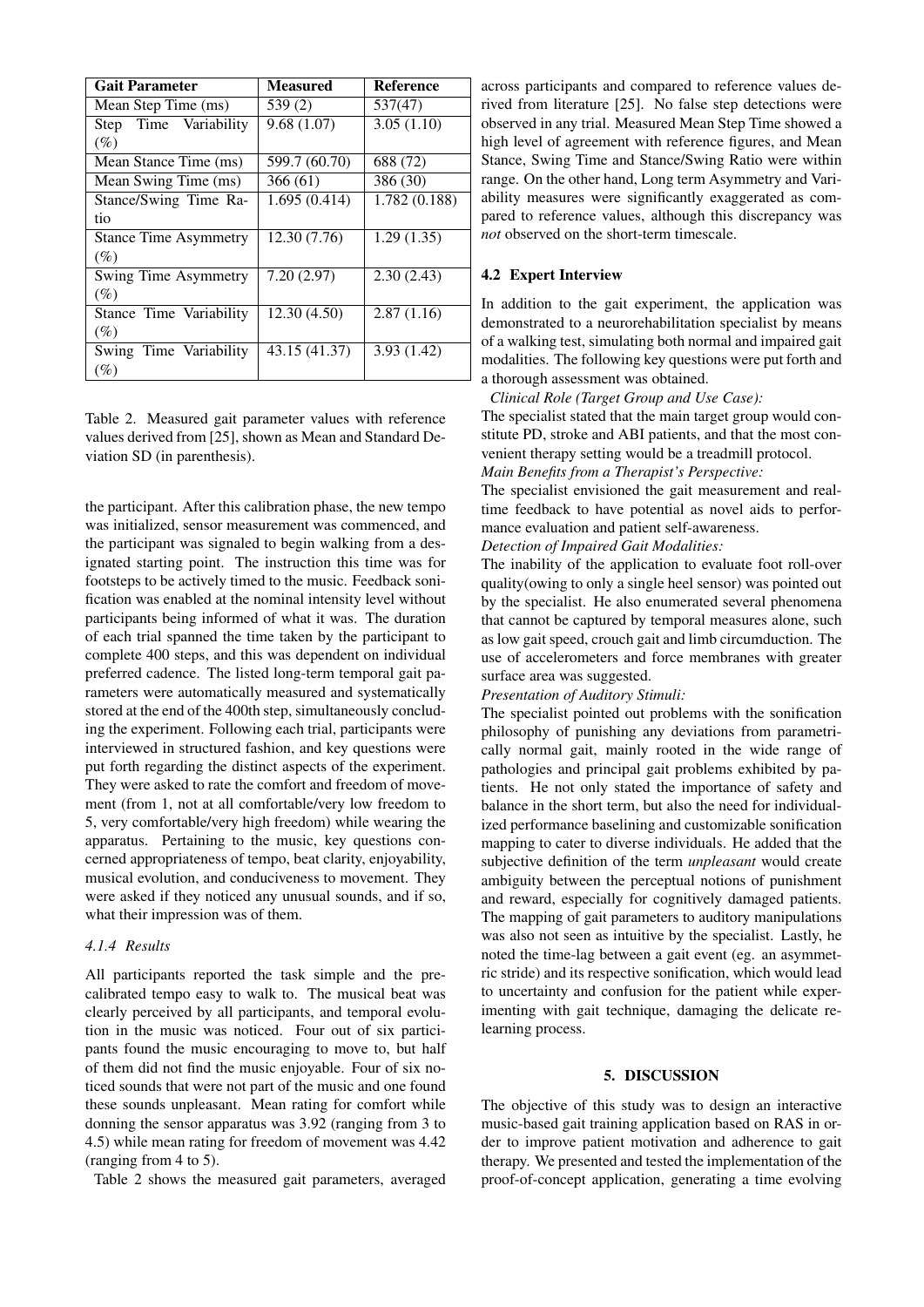| Gait Parameter | Measured | Reference |
|---|---|---|
| Mean Step Time (ms) | 539 (2) | 537(47) |
| Step Time Variability (%) | 9.68 (1.07) | 3.05 (1.10) |
| Mean Stance Time (ms) | 599.7 (60.70) | 688 (72) |
| Mean Swing Time (ms) | 366 (61) | 386 (30) |
| Stance/Swing Time Ratio | 1.695 (0.414) | 1.782 (0.188) |
| Stance Time Asymmetry (%) | 12.30 (7.76) | 1.29 (1.35) |
| Swing Time Asymmetry (%) | 7.20 (2.97) | 2.30 (2.43) |
| Stance Time Variability (%) | 12.30 (4.50) | 2.87 (1.16) |
| Swing Time Variability (%) | 43.15 (41.37) | 3.93 (1.42) |

Table 2. Measured gait parameter values with reference values derived from [25], shown as Mean and Standard Deviation SD (in parenthesis).

the participant. After this calibration phase, the new tempo was initialized, sensor measurement was commenced, and the participant was signaled to begin walking from a designated starting point. The instruction this time was for footsteps to be actively timed to the music. Feedback sonification was enabled at the nominal intensity level without participants being informed of what it was. The duration of each trial spanned the time taken by the participant to complete 400 steps, and this was dependent on individual preferred cadence. The listed long-term temporal gait parameters were automatically measured and systematically stored at the end of the 400th step, simultaneously concluding the experiment. Following each trial, participants were interviewed in structured fashion, and key questions were put forth regarding the distinct aspects of the experiment. They were asked to rate the comfort and freedom of movement (from 1, not at all comfortable/very low freedom to 5, very comfortable/very high freedom) while wearing the apparatus. Pertaining to the music, key questions concerned appropriateness of tempo, beat clarity, enjoyability, musical evolution, and conduciveness to movement. They were asked if they noticed any unusual sounds, and if so, what their impression was of them.

#### 4.1.4 Results

All participants reported the task simple and the pre-calibrated tempo easy to walk to. The musical beat was clearly perceived by all participants, and temporal evolution in the music was noticed. Four out of six participants found the music encouraging to move to, but half of them did not find the music enjoyable. Four of six noticed sounds that were not part of the music and one found these sounds unpleasant. Mean rating for comfort while donning the sensor apparatus was 3.92 (ranging from 3 to 4.5) while mean rating for freedom of movement was 4.42 (ranging from 4 to 5).

Table 2 shows the measured gait parameters, averaged across participants and compared to reference values derived from literature [25]. No false step detections were observed in any trial. Measured Mean Step Time showed a high level of agreement with reference figures, and Mean Stance, Swing Time and Stance/Swing Ratio were within range. On the other hand, Long term Asymmetry and Variability measures were significantly exaggerated as compared to reference values, although this discrepancy was *not* observed on the short-term timescale.

### 4.2 Expert Interview

In addition to the gait experiment, the application was demonstrated to a neurorehabilitation specialist by means of a walking test, simulating both normal and impaired gait modalities. The following key questions were put forth and a thorough assessment was obtained.

*Clinical Role (Target Group and Use Case):*
The specialist stated that the main target group would constitute PD, stroke and ABI patients, and that the most convenient therapy setting would be a treadmill protocol.

*Main Benefits from a Therapist's Perspective:*
The specialist envisioned the gait measurement and real-time feedback to have potential as novel aids to performance evaluation and patient self-awareness.

*Detection of Impaired Gait Modalities:*
The inability of the application to evaluate foot roll-over quality(owing to only a single heel sensor) was pointed out by the specialist. He also enumerated several phenomena that cannot be captured by temporal measures alone, such as low gait speed, crouch gait and limb circumduction. The use of accelerometers and force membranes with greater surface area was suggested.

*Presentation of Auditory Stimuli:*
The specialist pointed out problems with the sonification philosophy of punishing any deviations from parametrically normal gait, mainly rooted in the wide range of pathologies and principal gait problems exhibited by patients. He not only stated the importance of safety and balance in the short term, but also the need for individualized performance baselining and customizable sonification mapping to cater to diverse individuals. He added that the subjective definition of the term *unpleasant* would create ambiguity between the perceptual notions of punishment and reward, especially for cognitively damaged patients. The mapping of gait parameters to auditory manipulations was also not seen as intuitive by the specialist. Lastly, he noted the time-lag between a gait event (eg. an asymmetric stride) and its respective sonification, which would lead to uncertainty and confusion for the patient while experimenting with gait technique, damaging the delicate relearning process.

## 5. DISCUSSION

The objective of this study was to design an interactive music-based gait training application based on RAS in order to improve patient motivation and adherence to gait therapy. We presented and tested the implementation of the proof-of-concept application, generating a time evolving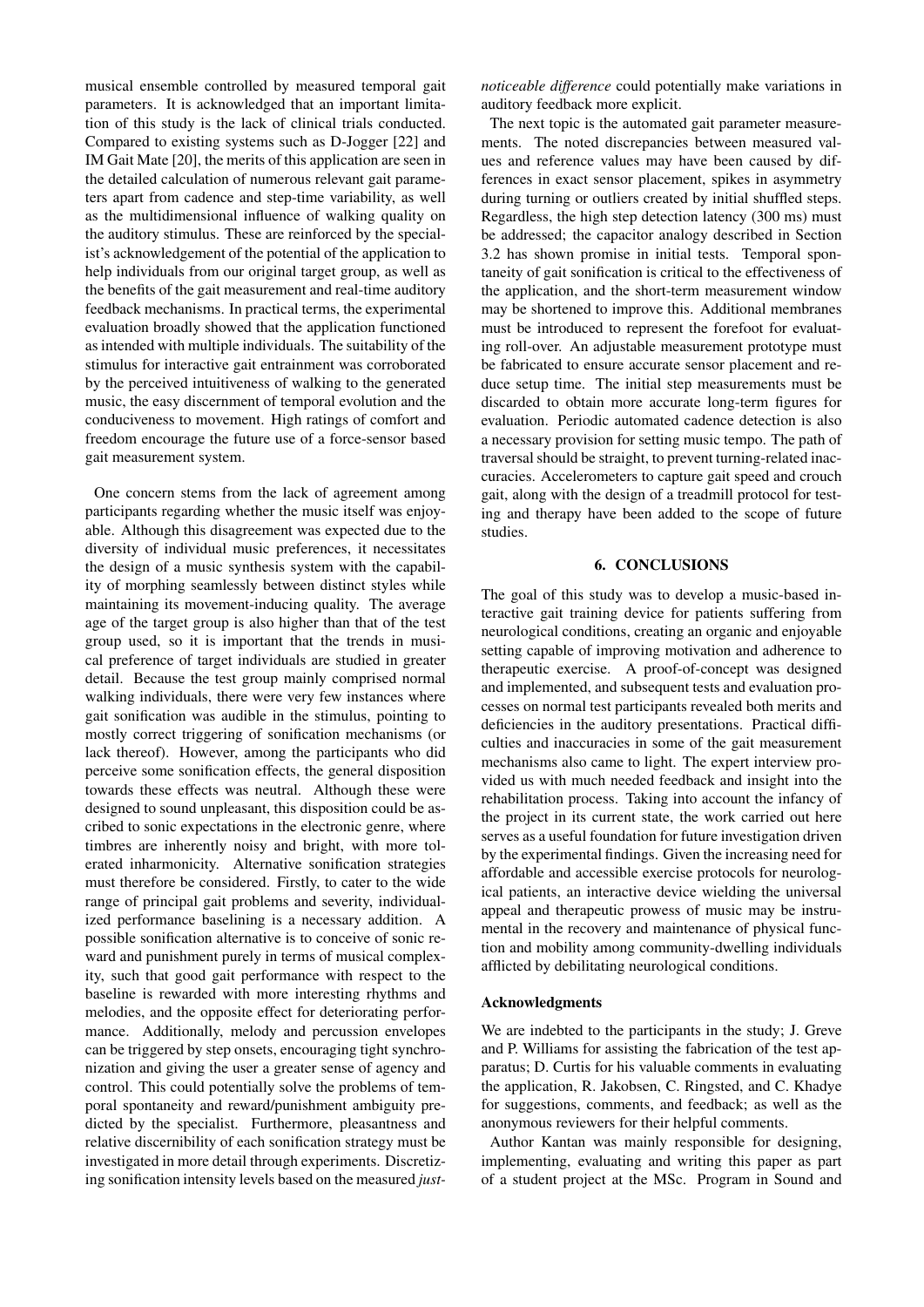musical ensemble controlled by measured temporal gait parameters. It is acknowledged that an important limitation of this study is the lack of clinical trials conducted. Compared to existing systems such as D-Jogger [22] and IM Gait Mate [20], the merits of this application are seen in the detailed calculation of numerous relevant gait parameters apart from cadence and step-time variability, as well as the multidimensional influence of walking quality on the auditory stimulus. These are reinforced by the specialist's acknowledgement of the potential of the application to help individuals from our original target group, as well as the benefits of the gait measurement and real-time auditory feedback mechanisms. In practical terms, the experimental evaluation broadly showed that the application functioned as intended with multiple individuals. The suitability of the stimulus for interactive gait entrainment was corroborated by the perceived intuitiveness of walking to the generated music, the easy discernment of temporal evolution and the conduciveness to movement. High ratings of comfort and freedom encourage the future use of a force-sensor based gait measurement system.

One concern stems from the lack of agreement among participants regarding whether the music itself was enjoyable. Although this disagreement was expected due to the diversity of individual music preferences, it necessitates the design of a music synthesis system with the capability of morphing seamlessly between distinct styles while maintaining its movement-inducing quality. The average age of the target group is also higher than that of the test group used, so it is important that the trends in musical preference of target individuals are studied in greater detail. Because the test group mainly comprised normal walking individuals, there were very few instances where gait sonification was audible in the stimulus, pointing to mostly correct triggering of sonification mechanisms (or lack thereof). However, among the participants who did perceive some sonification effects, the general disposition towards these effects was neutral. Although these were designed to sound unpleasant, this disposition could be ascribed to sonic expectations in the electronic genre, where timbres are inherently noisy and bright, with more tolerated inharmonicity. Alternative sonification strategies must therefore be considered. Firstly, to cater to the wide range of principal gait problems and severity, individualized performance baselining is a necessary addition. A possible sonification alternative is to conceive of sonic reward and punishment purely in terms of musical complexity, such that good gait performance with respect to the baseline is rewarded with more interesting rhythms and melodies, and the opposite effect for deteriorating performance. Additionally, melody and percussion envelopes can be triggered by step onsets, encouraging tight synchronization and giving the user a greater sense of agency and control. This could potentially solve the problems of temporal spontaneity and reward/punishment ambiguity predicted by the specialist. Furthermore, pleasantness and relative discernibility of each sonification strategy must be investigated in more detail through experiments. Discretizing sonification intensity levels based on the measured *just-noticeable difference* could potentially make variations in auditory feedback more explicit.

The next topic is the automated gait parameter measurements. The noted discrepancies between measured values and reference values may have been caused by differences in exact sensor placement, spikes in asymmetry during turning or outliers created by initial shuffled steps. Regardless, the high step detection latency (300 ms) must be addressed; the capacitor analogy described in Section 3.2 has shown promise in initial tests. Temporal spontaneity of gait sonification is critical to the effectiveness of the application, and the short-term measurement window may be shortened to improve this. Additional membranes must be introduced to represent the forefoot for evaluating roll-over. An adjustable measurement prototype must be fabricated to ensure accurate sensor placement and reduce setup time. The initial step measurements must be discarded to obtain more accurate long-term figures for evaluation. Periodic automated cadence detection is also a necessary provision for setting music tempo. The path of traversal should be straight, to prevent turning-related inaccuracies. Accelerometers to capture gait speed and crouch gait, along with the design of a treadmill protocol for testing and therapy have been added to the scope of future studies.

## 6. CONCLUSIONS

The goal of this study was to develop a music-based interactive gait training device for patients suffering from neurological conditions, creating an organic and enjoyable setting capable of improving motivation and adherence to therapeutic exercise. A proof-of-concept was designed and implemented, and subsequent tests and evaluation processes on normal test participants revealed both merits and deficiencies in the auditory presentations. Practical difficulties and inaccuracies in some of the gait measurement mechanisms also came to light. The expert interview provided us with much needed feedback and insight into the rehabilitation process. Taking into account the infancy of the project in its current state, the work carried out here serves as a useful foundation for future investigation driven by the experimental findings. Given the increasing need for affordable and accessible exercise protocols for neurological patients, an interactive device wielding the universal appeal and therapeutic prowess of music may be instrumental in the recovery and maintenance of physical function and mobility among community-dwelling individuals afflicted by debilitating neurological conditions.

### Acknowledgments

We are indebted to the participants in the study; J. Greve and P. Williams for assisting the fabrication of the test apparatus; D. Curtis for his valuable comments in evaluating the application, R. Jakobsen, C. Ringsted, and C. Khadye for suggestions, comments, and feedback; as well as the anonymous reviewers for their helpful comments.

Author Kantan was mainly responsible for designing, implementing, evaluating and writing this paper as part of a student project at the MSc. Program in Sound and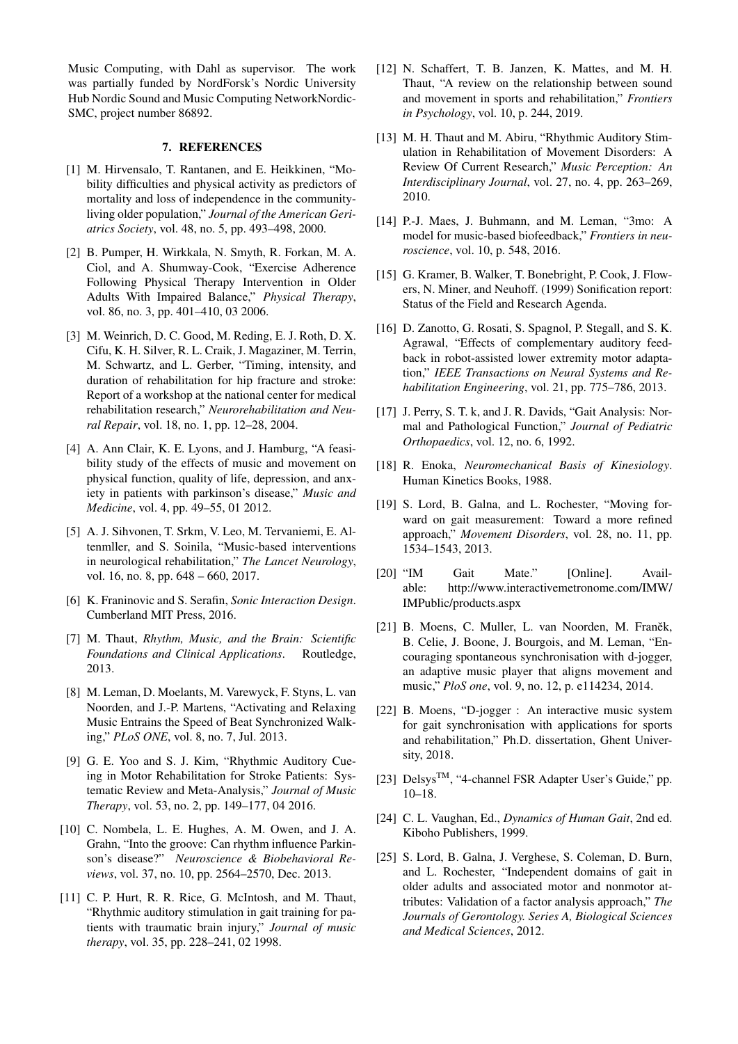Music Computing, with Dahl as supervisor. The work was partially funded by NordForsk's Nordic University Hub Nordic Sound and Music Computing NetworkNordic-SMC, project number 86892.

## 7. REFERENCES

[1] M. Hirvensalo, T. Rantanen, and E. Heikkinen, "Mobility difficulties and physical activity as predictors of mortality and loss of independence in the community-living older population," *Journal of the American Geriatrics Society*, vol. 48, no. 5, pp. 493–498, 2000.

[2] B. Pumper, H. Wirkkala, N. Smyth, R. Forkan, M. A. Ciol, and A. Shumway-Cook, "Exercise Adherence Following Physical Therapy Intervention in Older Adults With Impaired Balance," *Physical Therapy*, vol. 86, no. 3, pp. 401–410, 03 2006.

[3] M. Weinrich, D. C. Good, M. Reding, E. J. Roth, D. X. Cifu, K. H. Silver, R. L. Craik, J. Magaziner, M. Terrin, M. Schwartz, and L. Gerber, "Timing, intensity, and duration of rehabilitation for hip fracture and stroke: Report of a workshop at the national center for medical rehabilitation research," *Neurorehabilitation and Neural Repair*, vol. 18, no. 1, pp. 12–28, 2004.

[4] A. Ann Clair, K. E. Lyons, and J. Hamburg, "A feasibility study of the effects of music and movement on physical function, quality of life, depression, and anxiety in patients with parkinson's disease," *Music and Medicine*, vol. 4, pp. 49–55, 01 2012.

[5] A. J. Sihvonen, T. Srkm, V. Leo, M. Tervaniemi, E. Altenmller, and S. Soinila, "Music-based interventions in neurological rehabilitation," *The Lancet Neurology*, vol. 16, no. 8, pp. 648 – 660, 2017.

[6] K. Franinovic and S. Serafin, *Sonic Interaction Design*. Cumberland MIT Press, 2016.

[7] M. Thaut, *Rhythm, Music, and the Brain: Scientific Foundations and Clinical Applications*. Routledge, 2013.

[8] M. Leman, D. Moelants, M. Varewyck, F. Styns, L. van Noorden, and J.-P. Martens, "Activating and Relaxing Music Entrains the Speed of Beat Synchronized Walking," *PLoS ONE*, vol. 8, no. 7, Jul. 2013.

[9] G. E. Yoo and S. J. Kim, "Rhythmic Auditory Cueing in Motor Rehabilitation for Stroke Patients: Systematic Review and Meta-Analysis," *Journal of Music Therapy*, vol. 53, no. 2, pp. 149–177, 04 2016.

[10] C. Nombela, L. E. Hughes, A. M. Owen, and J. A. Grahn, "Into the groove: Can rhythm influence Parkinson's disease?" *Neuroscience & Biobehavioral Reviews*, vol. 37, no. 10, pp. 2564–2570, Dec. 2013.

[11] C. P. Hurt, R. R. Rice, G. McIntosh, and M. Thaut, "Rhythmic auditory stimulation in gait training for patients with traumatic brain injury," *Journal of music therapy*, vol. 35, pp. 228–241, 02 1998.

[12] N. Schaffert, T. B. Janzen, K. Mattes, and M. H. Thaut, "A review on the relationship between sound and movement in sports and rehabilitation," *Frontiers in Psychology*, vol. 10, p. 244, 2019.

[13] M. H. Thaut and M. Abiru, "Rhythmic Auditory Stimulation in Rehabilitation of Movement Disorders: A Review Of Current Research," *Music Perception: An Interdisciplinary Journal*, vol. 27, no. 4, pp. 263–269, 2010.

[14] P.-J. Maes, J. Buhmann, and M. Leman, "3mo: A model for music-based biofeedback," *Frontiers in neuroscience*, vol. 10, p. 548, 2016.

[15] G. Kramer, B. Walker, T. Bonebright, P. Cook, J. Flowers, N. Miner, and Neuhoff. (1999) Sonification report: Status of the Field and Research Agenda.

[16] D. Zanotto, G. Rosati, S. Spagnol, P. Stegall, and S. K. Agrawal, "Effects of complementary auditory feedback in robot-assisted lower extremity motor adaptation," *IEEE Transactions on Neural Systems and Rehabilitation Engineering*, vol. 21, pp. 775–786, 2013.

[17] J. Perry, S. T. k, and J. R. Davids, "Gait Analysis: Normal and Pathological Function," *Journal of Pediatric Orthopaedics*, vol. 12, no. 6, 1992.

[18] R. Enoka, *Neuromechanical Basis of Kinesiology*. Human Kinetics Books, 1988.

[19] S. Lord, B. Galna, and L. Rochester, "Moving forward on gait measurement: Toward a more refined approach," *Movement Disorders*, vol. 28, no. 11, pp. 1534–1543, 2013.

[20] "IM Gait Mate." [Online]. Available: http://www.interactivemetronome.com/IMW/IMPublic/products.aspx

[21] B. Moens, C. Muller, L. van Noorden, M. Franěk, B. Celie, J. Boone, J. Bourgois, and M. Leman, "Encouraging spontaneous synchronisation with d-jogger, an adaptive music player that aligns movement and music," *PloS one*, vol. 9, no. 12, p. e114234, 2014.

[22] B. Moens, "D-jogger : An interactive music system for gait synchronisation with applications for sports and rehabilitation," Ph.D. dissertation, Ghent University, 2018.

[23] Delsys$^{TM}$, "4-channel FSR Adapter User's Guide," pp. 10–18.

[24] C. L. Vaughan, Ed., *Dynamics of Human Gait*, 2nd ed. Kiboho Publishers, 1999.

[25] S. Lord, B. Galna, J. Verghese, S. Coleman, D. Burn, and L. Rochester, "Independent domains of gait in older adults and associated motor and nonmotor attributes: Validation of a factor analysis approach," *The Journals of Gerontology. Series A, Biological Sciences and Medical Sciences*, 2012.